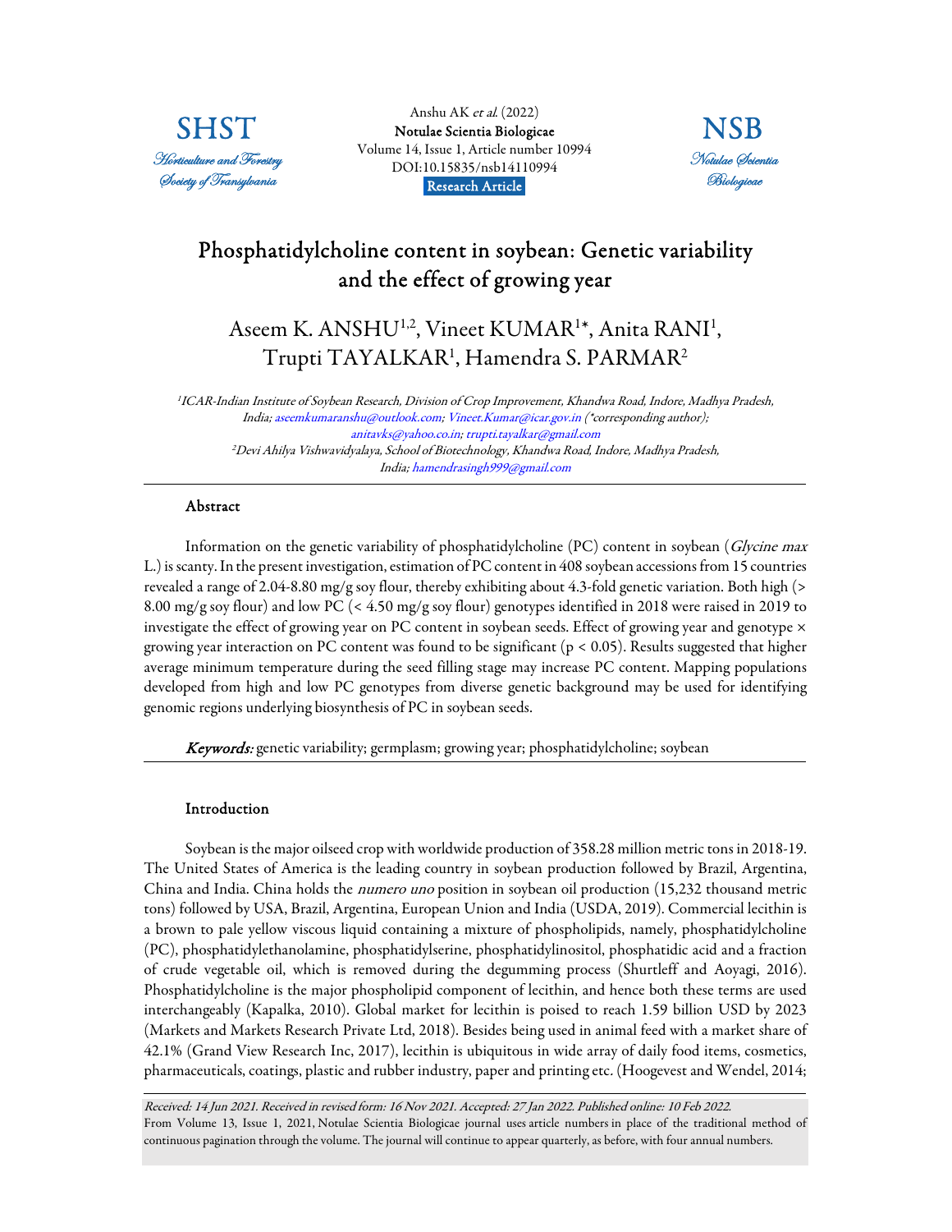Anshu AK *et al.* (2022)
**Notulae Scientia Biologicae**
Volume 14, Issue 1, Article number 10994
DOI:10.15835/nsb14110994
**Research Article**

# Phosphatidylcholine content in soybean: Genetic variability and the effect of growing year

## Aseem K. ANSHU[1,2], Vineet KUMAR[1*], Anita RANI[1], Trupti TAYALKAR[1], Hamendra S. PARMAR[2]

*[1]ICAR-Indian Institute of Soybean Research, Division of Crop Improvement, Khandwa Road, Indore, Madhya Pradesh, India; aseemkumaranshu@outlook.com; Vineet.Kumar@icar.gov.in (\*corresponding author); anitavks@yahoo.co.in; trupti.tayalkar@gmail.com*
*[2]Devi Ahilya Vishwavidyalaya, School of Biotechnology, Khandwa Road, Indore, Madhya Pradesh, India; hamendrasingh999@gmail.com*

### Abstract

Information on the genetic variability of phosphatidylcholine (PC) content in soybean (*Glycine max* L.) is scanty. In the present investigation, estimation of PC content in 408 soybean accessions from 15 countries revealed a range of 2.04-8.80 mg/g soy flour, thereby exhibiting about 4.3-fold genetic variation. Both high (> 8.00 mg/g soy flour) and low PC (< 4.50 mg/g soy flour) genotypes identified in 2018 were raised in 2019 to investigate the effect of growing year on PC content in soybean seeds. Effect of growing year and genotype × growing year interaction on PC content was found to be significant ($p < 0.05$). Results suggested that higher average minimum temperature during the seed filling stage may increase PC content. Mapping populations developed from high and low PC genotypes from diverse genetic background may be used for identifying genomic regions underlying biosynthesis of PC in soybean seeds.

***Keywords:*** genetic variability; germplasm; growing year; phosphatidylcholine; soybean

### Introduction

Soybean is the major oilseed crop with worldwide production of 358.28 million metric tons in 2018-19. The United States of America is the leading country in soybean production followed by Brazil, Argentina, China and India. China holds the *numero uno* position in soybean oil production (15,232 thousand metric tons) followed by USA, Brazil, Argentina, European Union and India (USDA, 2019). Commercial lecithin is a brown to pale yellow viscous liquid containing a mixture of phospholipids, namely, phosphatidylcholine (PC), phosphatidylethanolamine, phosphatidylserine, phosphatidylinositol, phosphatidic acid and a fraction of crude vegetable oil, which is removed during the degumming process (Shurtleff and Aoyagi, 2016). Phosphatidylcholine is the major phospholipid component of lecithin, and hence both these terms are used interchangeably (Kapalka, 2010). Global market for lecithin is poised to reach 1.59 billion USD by 2023 (Markets and Markets Research Private Ltd, 2018). Besides being used in animal feed with a market share of 42.1% (Grand View Research Inc, 2017), lecithin is ubiquitous in wide array of daily food items, cosmetics, pharmaceuticals, coatings, plastic and rubber industry, paper and printing etc. (Hoogevest and Wendel, 2014;

*Received: 14 Jun 2021. Received in revised form: 16 Nov 2021. Accepted: 27 Jan 2022. Published online: 10 Feb 2022.*
From Volume 13, Issue 1, 2021, Notulae Scientia Biologicae journal uses article numbers in place of the traditional method of continuous pagination through the volume. The journal will continue to appear quarterly, as before, with four annual numbers.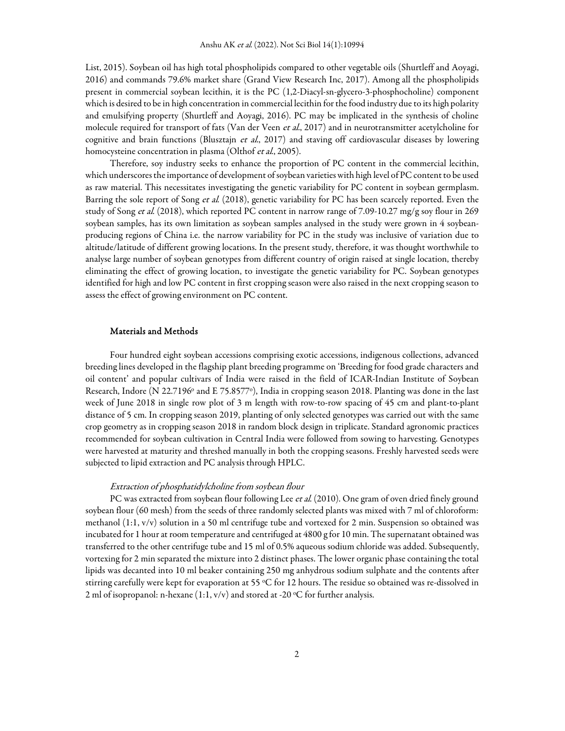List, 2015). Soybean oil has high total phospholipids compared to other vegetable oils (Shurtleff and Aoyagi, 2016) and commands 79.6% market share (Grand View Research Inc, 2017). Among all the phospholipids present in commercial soybean lecithin, it is the PC (1,2-Diacyl-sn-glycero-3-phosphocholine) component which is desired to be in high concentration in commercial lecithin for the food industry due to its high polarity and emulsifying property (Shurtleff and Aoyagi, 2016). PC may be implicated in the synthesis of choline molecule required for transport of fats (Van der Veen *et al.*, 2017) and in neurotransmitter acetylcholine for cognitive and brain functions (Blusztajn *et al.*, 2017) and staving off cardiovascular diseases by lowering homocysteine concentration in plasma (Olthof *et al.*, 2005).

Therefore, soy industry seeks to enhance the proportion of PC content in the commercial lecithin, which underscores the importance of development of soybean varieties with high level of PC content to be used as raw material. This necessitates investigating the genetic variability for PC content in soybean germplasm. Barring the sole report of Song *et al.* (2018), genetic variability for PC has been scarcely reported. Even the study of Song *et al.* (2018), which reported PC content in narrow range of 7.09-10.27 mg/g soy flour in 269 soybean samples, has its own limitation as soybean samples analysed in the study were grown in 4 soybean-producing regions of China i.e. the narrow variability for PC in the study was inclusive of variation due to altitude/latitude of different growing locations. In the present study, therefore, it was thought worthwhile to analyse large number of soybean genotypes from different country of origin raised at single location, thereby eliminating the effect of growing location, to investigate the genetic variability for PC. Soybean genotypes identified for high and low PC content in first cropping season were also raised in the next cropping season to assess the effect of growing environment on PC content.

## Materials and Methods

Four hundred eight soybean accessions comprising exotic accessions, indigenous collections, advanced breeding lines developed in the flagship plant breeding programme on 'Breeding for food grade characters and oil content' and popular cultivars of India were raised in the field of ICAR-Indian Institute of Soybean Research, Indore (N 22.7196° and E 75.8577°), India in cropping season 2018. Planting was done in the last week of June 2018 in single row plot of 3 m length with row-to-row spacing of 45 cm and plant-to-plant distance of 5 cm. In cropping season 2019, planting of only selected genotypes was carried out with the same crop geometry as in cropping season 2018 in random block design in triplicate. Standard agronomic practices recommended for soybean cultivation in Central India were followed from sowing to harvesting. Genotypes were harvested at maturity and threshed manually in both the cropping seasons. Freshly harvested seeds were subjected to lipid extraction and PC analysis through HPLC.

### *Extraction of phosphatidylcholine from soybean flour*

PC was extracted from soybean flour following Lee *et al.* (2010). One gram of oven dried finely ground soybean flour (60 mesh) from the seeds of three randomly selected plants was mixed with 7 ml of chloroform: methanol (1:1, v/v) solution in a 50 ml centrifuge tube and vortexed for 2 min. Suspension so obtained was incubated for 1 hour at room temperature and centrifuged at 4800 g for 10 min. The supernatant obtained was transferred to the other centrifuge tube and 15 ml of 0.5% aqueous sodium chloride was added. Subsequently, vortexing for 2 min separated the mixture into 2 distinct phases. The lower organic phase containing the total lipids was decanted into 10 ml beaker containing 250 mg anhydrous sodium sulphate and the contents after stirring carefully were kept for evaporation at 55 °C for 12 hours. The residue so obtained was re-dissolved in 2 ml of isopropanol: n-hexane (1:1, v/v) and stored at -20 °C for further analysis.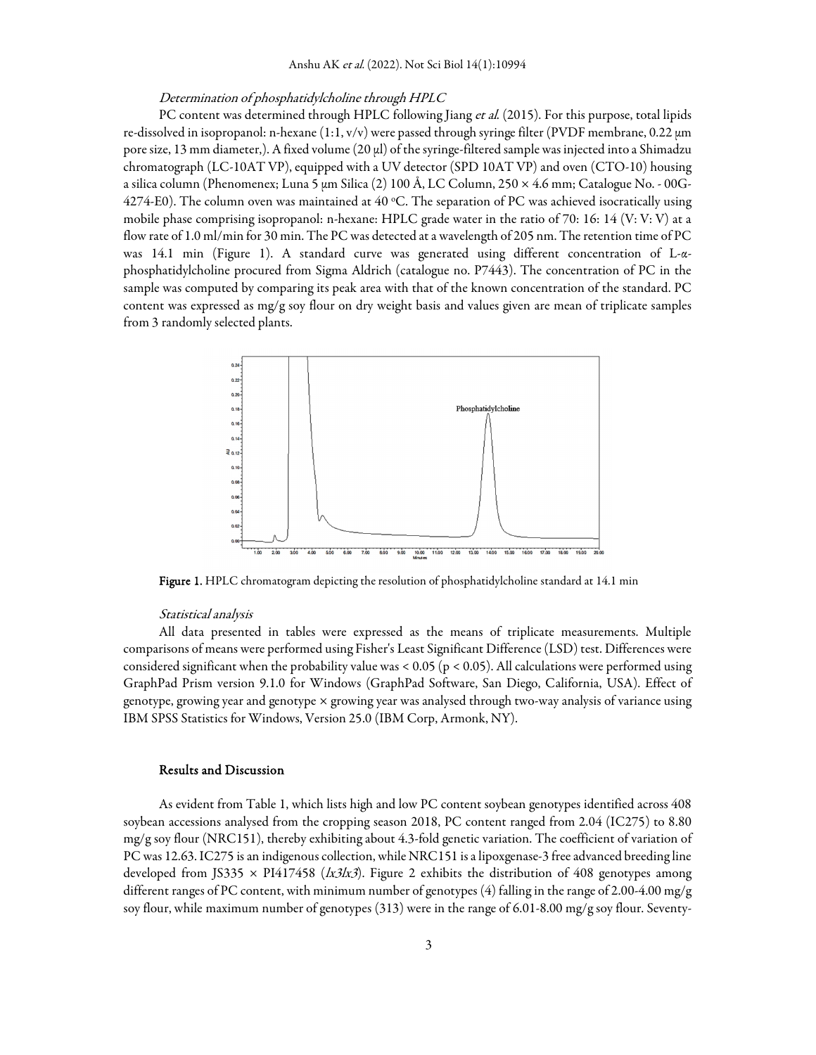### *Determination of phosphatidylcholine through HPLC*

PC content was determined through HPLC following Jiang *et al.* (2015). For this purpose, total lipids re-dissolved in isopropanol: n-hexane (1:1, v/v) were passed through syringe filter (PVDF membrane, 0.22 μm pore size, 13 mm diameter,). A fixed volume (20 μl) of the syringe-filtered sample was injected into a Shimadzu chromatograph (LC-10AT VP), equipped with a UV detector (SPD 10AT VP) and oven (CTO-10) housing a silica column (Phenomenex; Luna 5 μm Silica (2) 100 Å, LC Column, 250 × 4.6 mm; Catalogue No. - 00G-4274-E0). The column oven was maintained at 40 °C. The separation of PC was achieved isocratically using mobile phase comprising isopropanol: n-hexane: HPLC grade water in the ratio of 70: 16: 14 (V: V: V) at a flow rate of 1.0 ml/min for 30 min. The PC was detected at a wavelength of 205 nm. The retention time of PC was 14.1 min (Figure 1). A standard curve was generated using different concentration of L-α-phosphatidylcholine procured from Sigma Aldrich (catalogue no. P7443). The concentration of PC in the sample was computed by comparing its peak area with that of the known concentration of the standard. PC content was expressed as mg/g soy flour on dry weight basis and values given are mean of triplicate samples from 3 randomly selected plants.

**Figure 1.** HPLC chromatogram depicting the resolution of phosphatidylcholine standard at 14.1 min

### *Statistical analysis*

All data presented in tables were expressed as the means of triplicate measurements. Multiple comparisons of means were performed using Fisher's Least Significant Difference (LSD) test. Differences were considered significant when the probability value was < 0.05 ($p < 0.05$). All calculations were performed using GraphPad Prism version 9.1.0 for Windows (GraphPad Software, San Diego, California, USA). Effect of genotype, growing year and genotype × growing year was analysed through two-way analysis of variance using IBM SPSS Statistics for Windows, Version 25.0 (IBM Corp, Armonk, NY).

## Results and Discussion

As evident from Table 1, which lists high and low PC content soybean genotypes identified across 408 soybean accessions analysed from the cropping season 2018, PC content ranged from 2.04 (IC275) to 8.80 mg/g soy flour (NRC151), thereby exhibiting about 4.3-fold genetic variation. The coefficient of variation of PC was 12.63. IC275 is an indigenous collection, while NRC151 is a lipoxgenase-3 free advanced breeding line developed from JS335 × PI417458 (*lx3lx3*). Figure 2 exhibits the distribution of 408 genotypes among different ranges of PC content, with minimum number of genotypes (4) falling in the range of 2.00-4.00 mg/g soy flour, while maximum number of genotypes (313) were in the range of 6.01-8.00 mg/g soy flour. Seventy-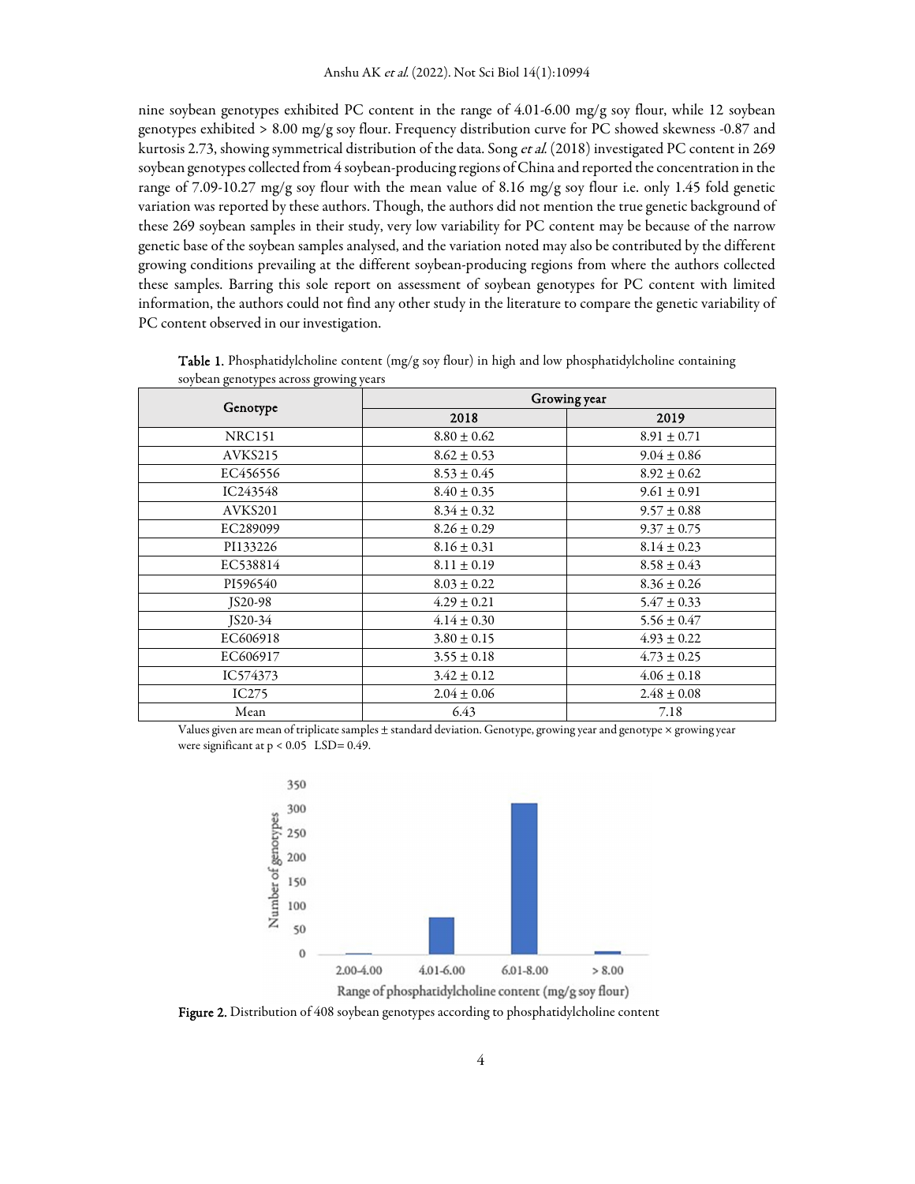nine soybean genotypes exhibited PC content in the range of 4.01-6.00 mg/g soy flour, while 12 soybean genotypes exhibited > 8.00 mg/g soy flour. Frequency distribution curve for PC showed skewness -0.87 and kurtosis 2.73, showing symmetrical distribution of the data. Song *et al.* (2018) investigated PC content in 269 soybean genotypes collected from 4 soybean-producing regions of China and reported the concentration in the range of 7.09-10.27 mg/g soy flour with the mean value of 8.16 mg/g soy flour i.e. only 1.45 fold genetic variation was reported by these authors. Though, the authors did not mention the true genetic background of these 269 soybean samples in their study, very low variability for PC content may be because of the narrow genetic base of the soybean samples analysed, and the variation noted may also be contributed by the different growing conditions prevailing at the different soybean-producing regions from where the authors collected these samples. Barring this sole report on assessment of soybean genotypes for PC content with limited information, the authors could not find any other study in the literature to compare the genetic variability of PC content observed in our investigation.

**Table 1.** Phosphatidylcholine content (mg/g soy flour) in high and low phosphatidylcholine containing soybean genotypes across growing years

| Genotype | Growing year | |
|---|---|---|
| | 2018 | 2019 |
| NRC151 | 8.80 ± 0.62 | 8.91 ± 0.71 |
| AVKS215 | 8.62 ± 0.53 | 9.04 ± 0.86 |
| EC456556 | 8.53 ± 0.45 | 8.92 ± 0.62 |
| IC243548 | 8.40 ± 0.35 | 9.61 ± 0.91 |
| AVKS201 | 8.34 ± 0.32 | 9.57 ± 0.88 |
| EC289099 | 8.26 ± 0.29 | 9.37 ± 0.75 |
| PI133226 | 8.16 ± 0.31 | 8.14 ± 0.23 |
| EC538814 | 8.11 ± 0.19 | 8.58 ± 0.43 |
| PI596540 | 8.03 ± 0.22 | 8.36 ± 0.26 |
| JS20-98 | 4.29 ± 0.21 | 5.47 ± 0.33 |
| JS20-34 | 4.14 ± 0.30 | 5.56 ± 0.47 |
| EC606918 | 3.80 ± 0.15 | 4.93 ± 0.22 |
| EC606917 | 3.55 ± 0.18 | 4.73 ± 0.25 |
| IC574373 | 3.42 ± 0.12 | 4.06 ± 0.18 |
| IC275 | 2.04 ± 0.06 | 2.48 ± 0.08 |
| Mean | 6.43 | 7.18 |

Values given are mean of triplicate samples ± standard deviation. Genotype, growing year and genotype × growing year were significant at $p < 0.05$ LSD= 0.49.

Figure 2. Distribution of 408 soybean genotypes according to phosphatidylcholine content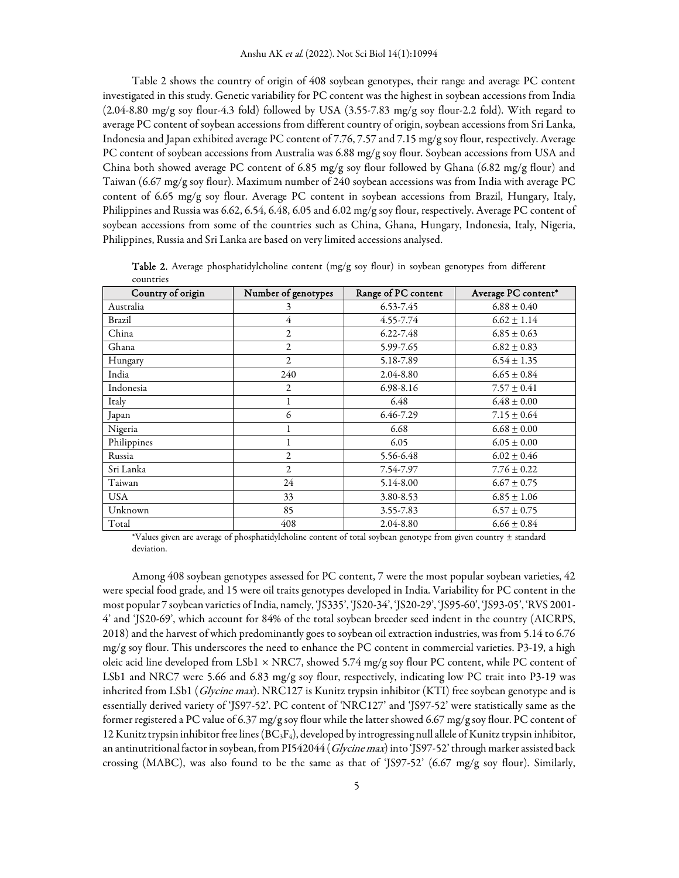Table 2 shows the country of origin of 408 soybean genotypes, their range and average PC content investigated in this study. Genetic variability for PC content was the highest in soybean accessions from India (2.04-8.80 mg/g soy flour-4.3 fold) followed by USA (3.55-7.83 mg/g soy flour-2.2 fold). With regard to average PC content of soybean accessions from different country of origin, soybean accessions from Sri Lanka, Indonesia and Japan exhibited average PC content of 7.76, 7.57 and 7.15 mg/g soy flour, respectively. Average PC content of soybean accessions from Australia was 6.88 mg/g soy flour. Soybean accessions from USA and China both showed average PC content of 6.85 mg/g soy flour followed by Ghana (6.82 mg/g flour) and Taiwan (6.67 mg/g soy flour). Maximum number of 240 soybean accessions was from India with average PC content of 6.65 mg/g soy flour. Average PC content in soybean accessions from Brazil, Hungary, Italy, Philippines and Russia was 6.62, 6.54, 6.48, 6.05 and 6.02 mg/g soy flour, respectively. Average PC content of soybean accessions from some of the countries such as China, Ghana, Hungary, Indonesia, Italy, Nigeria, Philippines, Russia and Sri Lanka are based on very limited accessions analysed.

**Table 2.** Average phosphatidylcholine content (mg/g soy flour) in soybean genotypes from different countries

| Country of origin | Number of genotypes | Range of PC content | Average PC content* |
|---|---|---|---|
| Australia | 3 | 6.53-7.45 | 6.88 ± 0.40 |
| Brazil | 4 | 4.55-7.74 | 6.62 ± 1.14 |
| China | 2 | 6.22-7.48 | 6.85 ± 0.63 |
| Ghana | 2 | 5.99-7.65 | 6.82 ± 0.83 |
| Hungary | 2 | 5.18-7.89 | 6.54 ± 1.35 |
| India | 240 | 2.04-8.80 | 6.65 ± 0.84 |
| Indonesia | 2 | 6.98-8.16 | 7.57 ± 0.41 |
| Italy | 1 | 6.48 | 6.48 ± 0.00 |
| Japan | 6 | 6.46-7.29 | 7.15 ± 0.64 |
| Nigeria | 1 | 6.68 | 6.68 ± 0.00 |
| Philippines | 1 | 6.05 | 6.05 ± 0.00 |
| Russia | 2 | 5.56-6.48 | 6.02 ± 0.46 |
| Sri Lanka | 2 | 7.54-7.97 | 7.76 ± 0.22 |
| Taiwan | 24 | 5.14-8.00 | 6.67 ± 0.75 |
| USA | 33 | 3.80-8.53 | 6.85 ± 1.06 |
| Unknown | 85 | 3.55-7.83 | 6.57 ± 0.75 |
| Total | 408 | 2.04-8.80 | 6.66 ± 0.84 |

*Values given are average of phosphatidylcholine content of total soybean genotype from given country ± standard deviation.

Among 408 soybean genotypes assessed for PC content, 7 were the most popular soybean varieties, 42 were special food grade, and 15 were oil traits genotypes developed in India. Variability for PC content in the most popular 7 soybean varieties of India, namely, 'JS335', 'JS20-34', 'JS20-29', 'JS95-60', 'JS93-05', 'RVS 2001-4' and 'JS20-69', which account for 84% of the total soybean breeder seed indent in the country (AICRPS, 2018) and the harvest of which predominantly goes to soybean oil extraction industries, was from 5.14 to 6.76 mg/g soy flour. This underscores the need to enhance the PC content in commercial varieties. P3-19, a high oleic acid line developed from LSb1 × NRC7, showed 5.74 mg/g soy flour PC content, while PC content of LSb1 and NRC7 were 5.66 and 6.83 mg/g soy flour, respectively, indicating low PC trait into P3-19 was inherited from LSb1 (*Glycine max*). NRC127 is Kunitz trypsin inhibitor (KTI) free soybean genotype and is essentially derived variety of 'JS97-52'. PC content of 'NRC127' and 'JS97-52' were statistically same as the former registered a PC value of 6.37 mg/g soy flour while the latter showed 6.67 mg/g soy flour. PC content of 12 Kunitz trypsin inhibitor free lines ($BC_3F_4$), developed by introgressing null allele of Kunitz trypsin inhibitor, an antinutritional factor in soybean, from PI542044 (*Glycine max*) into 'JS97-52' through marker assisted back crossing (MABC), was also found to be the same as that of 'JS97-52' (6.67 mg/g soy flour). Similarly,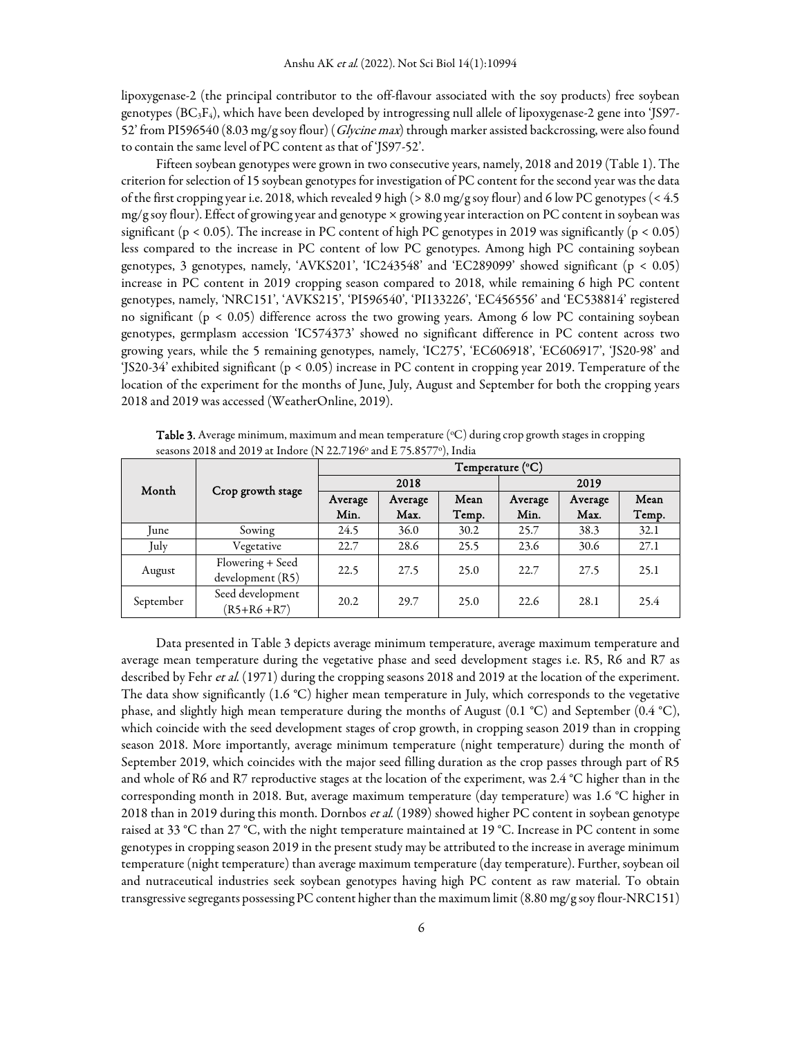lipoxygenase-2 (the principal contributor to the off-flavour associated with the soy products) free soybean genotypes ($BC_3F_4$), which have been developed by introgressing null allele of lipoxygenase-2 gene into 'JS97-52' from PI596540 (8.03 mg/g soy flour) (*Glycine max*) through marker assisted backcrossing, were also found to contain the same level of PC content as that of 'JS97-52'.

Fifteen soybean genotypes were grown in two consecutive years, namely, 2018 and 2019 (Table 1). The criterion for selection of 15 soybean genotypes for investigation of PC content for the second year was the data of the first cropping year i.e. 2018, which revealed 9 high (> 8.0 mg/g soy flour) and 6 low PC genotypes (< 4.5 mg/g soy flour). Effect of growing year and genotype × growing year interaction on PC content in soybean was significant ($p < 0.05$). The increase in PC content of high PC genotypes in 2019 was significantly ($p < 0.05$) less compared to the increase in PC content of low PC genotypes. Among high PC containing soybean genotypes, 3 genotypes, namely, 'AVKS201', 'IC243548' and 'EC289099' showed significant ($p < 0.05$) increase in PC content in 2019 cropping season compared to 2018, while remaining 6 high PC content genotypes, namely, 'NRC151', 'AVKS215', 'PI596540', 'PI133226', 'EC456556' and 'EC538814' registered no significant ($p < 0.05$) difference across the two growing years. Among 6 low PC containing soybean genotypes, germplasm accession 'IC574373' showed no significant difference in PC content across two growing years, while the 5 remaining genotypes, namely, 'IC275', 'EC606918', 'EC606917', 'JS20-98' and 'JS20-34' exhibited significant ($p < 0.05$) increase in PC content in cropping year 2019. Temperature of the location of the experiment for the months of June, July, August and September for both the cropping years 2018 and 2019 was accessed (WeatherOnline, 2019).

**Table 3.** Average minimum, maximum and mean temperature (°C) during crop growth stages in cropping seasons 2018 and 2019 at Indore (N 22.7196° and E 75.8577°), India

| Month | Crop growth stage | Temperature (°C) | | | | | |
|---|---|---|---|---|---|---|---|
| | | 2018 | | | 2019 | | |
| | | Average Min. | Average Max. | Mean Temp. | Average Min. | Average Max. | Mean Temp. |
| June | Sowing | 24.5 | 36.0 | 30.2 | 25.7 | 38.3 | 32.1 |
| July | Vegetative | 22.7 | 28.6 | 25.5 | 23.6 | 30.6 | 27.1 |
| August | Flowering + Seed development (R5) | 22.5 | 27.5 | 25.0 | 22.7 | 27.5 | 25.1 |
| September | Seed development (R5+R6 +R7) | 20.2 | 29.7 | 25.0 | 22.6 | 28.1 | 25.4 |

Data presented in Table 3 depicts average minimum temperature, average maximum temperature and average mean temperature during the vegetative phase and seed development stages i.e. R5, R6 and R7 as described by Fehr *et al.* (1971) during the cropping seasons 2018 and 2019 at the location of the experiment. The data show significantly (1.6 °C) higher mean temperature in July, which corresponds to the vegetative phase, and slightly high mean temperature during the months of August (0.1 °C) and September (0.4 °C), which coincide with the seed development stages of crop growth, in cropping season 2019 than in cropping season 2018. More importantly, average minimum temperature (night temperature) during the month of September 2019, which coincides with the major seed filling duration as the crop passes through part of R5 and whole of R6 and R7 reproductive stages at the location of the experiment, was 2.4 °C higher than in the corresponding month in 2018. But, average maximum temperature (day temperature) was 1.6 °C higher in 2018 than in 2019 during this month. Dornbos *et al.* (1989) showed higher PC content in soybean genotype raised at 33 °C than 27 °C, with the night temperature maintained at 19 °C. Increase in PC content in some genotypes in cropping season 2019 in the present study may be attributed to the increase in average minimum temperature (night temperature) than average maximum temperature (day temperature). Further, soybean oil and nutraceutical industries seek soybean genotypes having high PC content as raw material. To obtain transgressive segregants possessing PC content higher than the maximum limit (8.80 mg/g soy flour-NRC151)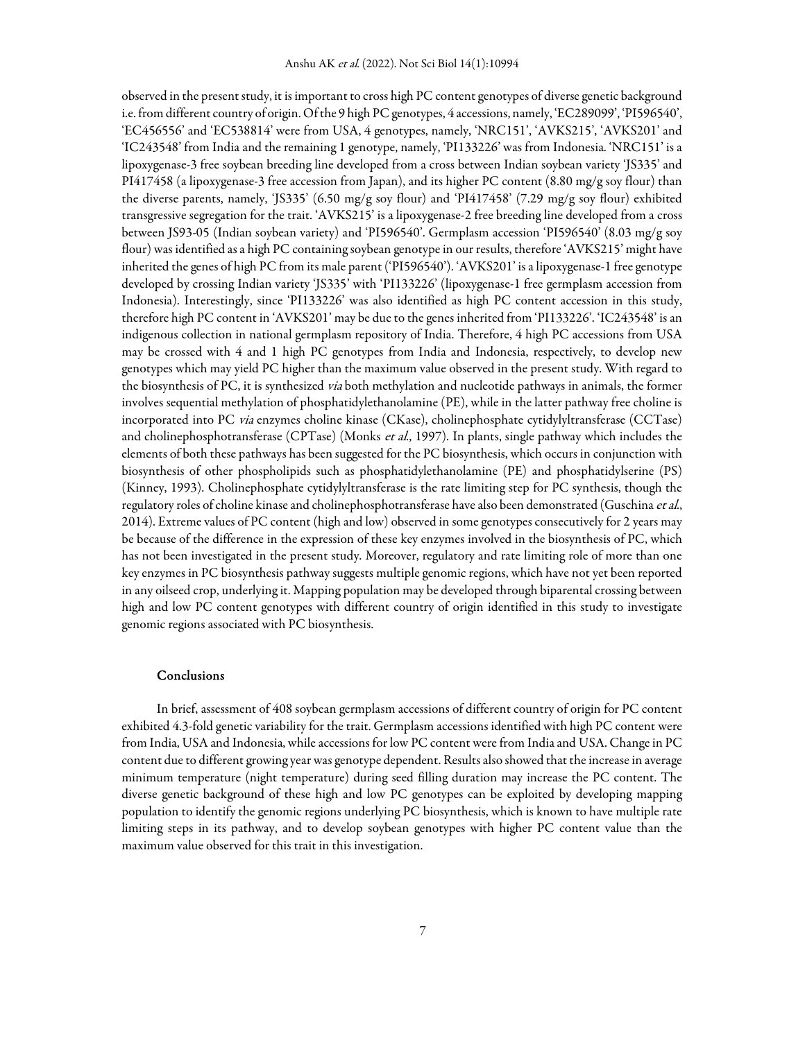observed in the present study, it is important to cross high PC content genotypes of diverse genetic background i.e. from different country of origin. Of the 9 high PC genotypes, 4 accessions, namely, 'EC289099', 'PI596540', 'EC456556' and 'EC538814' were from USA, 4 genotypes, namely, 'NRC151', 'AVKS215', 'AVKS201' and 'IC243548' from India and the remaining 1 genotype, namely, 'PI133226' was from Indonesia. 'NRC151' is a lipoxygenase-3 free soybean breeding line developed from a cross between Indian soybean variety 'JS335' and PI417458 (a lipoxygenase-3 free accession from Japan), and its higher PC content (8.80 mg/g soy flour) than the diverse parents, namely, 'JS335' (6.50 mg/g soy flour) and 'PI417458' (7.29 mg/g soy flour) exhibited transgressive segregation for the trait. 'AVKS215' is a lipoxygenase-2 free breeding line developed from a cross between JS93-05 (Indian soybean variety) and 'PI596540'. Germplasm accession 'PI596540' (8.03 mg/g soy flour) was identified as a high PC containing soybean genotype in our results, therefore 'AVKS215' might have inherited the genes of high PC from its male parent ('PI596540'). 'AVKS201' is a lipoxygenase-1 free genotype developed by crossing Indian variety 'JS335' with 'PI133226' (lipoxygenase-1 free germplasm accession from Indonesia). Interestingly, since 'PI133226' was also identified as high PC content accession in this study, therefore high PC content in 'AVKS201' may be due to the genes inherited from 'PI133226'. 'IC243548' is an indigenous collection in national germplasm repository of India. Therefore, 4 high PC accessions from USA may be crossed with 4 and 1 high PC genotypes from India and Indonesia, respectively, to develop new genotypes which may yield PC higher than the maximum value observed in the present study. With regard to the biosynthesis of PC, it is synthesized *via* both methylation and nucleotide pathways in animals, the former involves sequential methylation of phosphatidylethanolamine (PE), while in the latter pathway free choline is incorporated into PC *via* enzymes choline kinase (CKase), cholinephosphate cytidylyltransferase (CCTase) and cholinephosphotransferase (CPTase) (Monks *et al.*, 1997). In plants, single pathway which includes the elements of both these pathways has been suggested for the PC biosynthesis, which occurs in conjunction with biosynthesis of other phospholipids such as phosphatidylethanolamine (PE) and phosphatidylserine (PS) (Kinney, 1993). Cholinephosphate cytidylyltransferase is the rate limiting step for PC synthesis, though the regulatory roles of choline kinase and cholinephosphotransferase have also been demonstrated (Guschina *et al.*, 2014). Extreme values of PC content (high and low) observed in some genotypes consecutively for 2 years may be because of the difference in the expression of these key enzymes involved in the biosynthesis of PC, which has not been investigated in the present study. Moreover, regulatory and rate limiting role of more than one key enzymes in PC biosynthesis pathway suggests multiple genomic regions, which have not yet been reported in any oilseed crop, underlying it. Mapping population may be developed through biparental crossing between high and low PC content genotypes with different country of origin identified in this study to investigate genomic regions associated with PC biosynthesis.

## Conclusions

In brief, assessment of 408 soybean germplasm accessions of different country of origin for PC content exhibited 4.3-fold genetic variability for the trait. Germplasm accessions identified with high PC content were from India, USA and Indonesia, while accessions for low PC content were from India and USA. Change in PC content due to different growing year was genotype dependent. Results also showed that the increase in average minimum temperature (night temperature) during seed filling duration may increase the PC content. The diverse genetic background of these high and low PC genotypes can be exploited by developing mapping population to identify the genomic regions underlying PC biosynthesis, which is known to have multiple rate limiting steps in its pathway, and to develop soybean genotypes with higher PC content value than the maximum value observed for this trait in this investigation.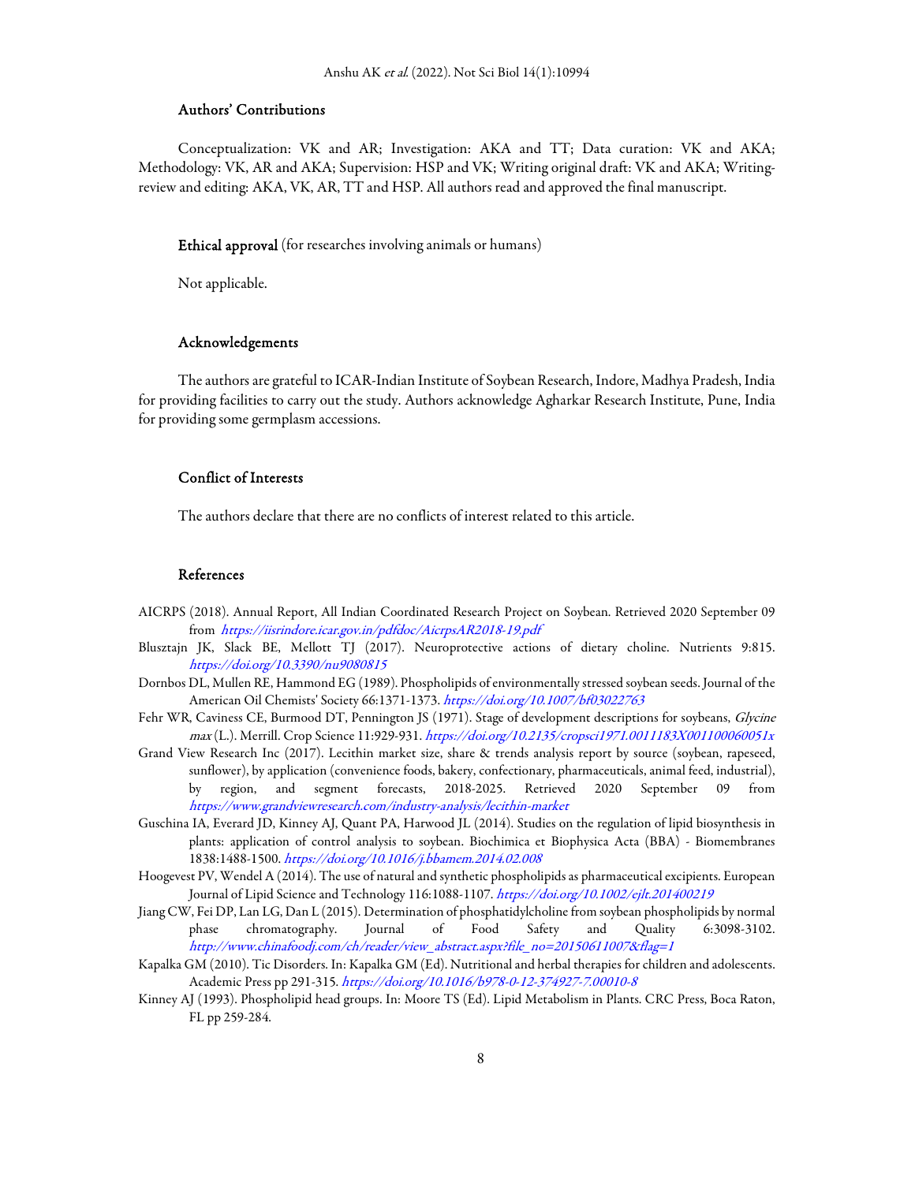## Authors' Contributions

Conceptualization: VK and AR; Investigation: AKA and TT; Data curation: VK and AKA; Methodology: VK, AR and AKA; Supervision: HSP and VK; Writing original draft: VK and AKA; Writing-review and editing: AKA, VK, AR, TT and HSP. All authors read and approved the final manuscript.

**Ethical approval** (for researches involving animals or humans)

Not applicable.

## Acknowledgements

The authors are grateful to ICAR-Indian Institute of Soybean Research, Indore, Madhya Pradesh, India for providing facilities to carry out the study. Authors acknowledge Agharkar Research Institute, Pune, India for providing some germplasm accessions.

## Conflict of Interests

The authors declare that there are no conflicts of interest related to this article.

## References

AICRPS (2018). Annual Report, All Indian Coordinated Research Project on Soybean. Retrieved 2020 September 09 from *https://iisrindore.icar.gov.in/pdfdoc/AicrpsAR2018-19.pdf*

Blusztajn JK, Slack BE, Mellott TJ (2017). Neuroprotective actions of dietary choline. Nutrients 9:815. *https://doi.org/10.3390/nu9080815*

Dornbos DL, Mullen RE, Hammond EG (1989). Phospholipids of environmentally stressed soybean seeds. Journal of the American Oil Chemists' Society 66:1371-1373. *https://doi.org/10.1007/bf03022763*

Fehr WR, Caviness CE, Burmood DT, Pennington JS (1971). Stage of development descriptions for soybeans, *Glycine max* (L.). Merrill. Crop Science 11:929-931. *https://doi.org/10.2135/cropsci1971.0011183X001100060051x*

Grand View Research Inc (2017). Lecithin market size, share & trends analysis report by source (soybean, rapeseed, sunflower), by application (convenience foods, bakery, confectionary, pharmaceuticals, animal feed, industrial), by region, and segment forecasts, 2018-2025. Retrieved 2020 September 09 from *https://www.grandviewresearch.com/industry-analysis/lecithin-market*

Guschina IA, Everard JD, Kinney AJ, Quant PA, Harwood JL (2014). Studies on the regulation of lipid biosynthesis in plants: application of control analysis to soybean. Biochimica et Biophysica Acta (BBA) - Biomembranes 1838:1488-1500. *https://doi.org/10.1016/j.bbamem.2014.02.008*

Hoogevest PV, Wendel A (2014). The use of natural and synthetic phospholipids as pharmaceutical excipients. European Journal of Lipid Science and Technology 116:1088-1107. *https://doi.org/10.1002/ejlt.201400219*

Jiang CW, Fei DP, Lan LG, Dan L (2015). Determination of phosphatidylcholine from soybean phospholipids by normal phase chromatography. Journal of Food Safety and Quality 6:3098-3102. *http://www.chinafoodj.com/ch/reader/view_abstract.aspx?file_no=20150611007&flag=1*

Kapalka GM (2010). Tic Disorders. In: Kapalka GM (Ed). Nutritional and herbal therapies for children and adolescents. Academic Press pp 291-315. *https://doi.org/10.1016/b978-0-12-374927-7.00010-8*

Kinney AJ (1993). Phospholipid head groups. In: Moore TS (Ed). Lipid Metabolism in Plants. CRC Press, Boca Raton, FL pp 259-284.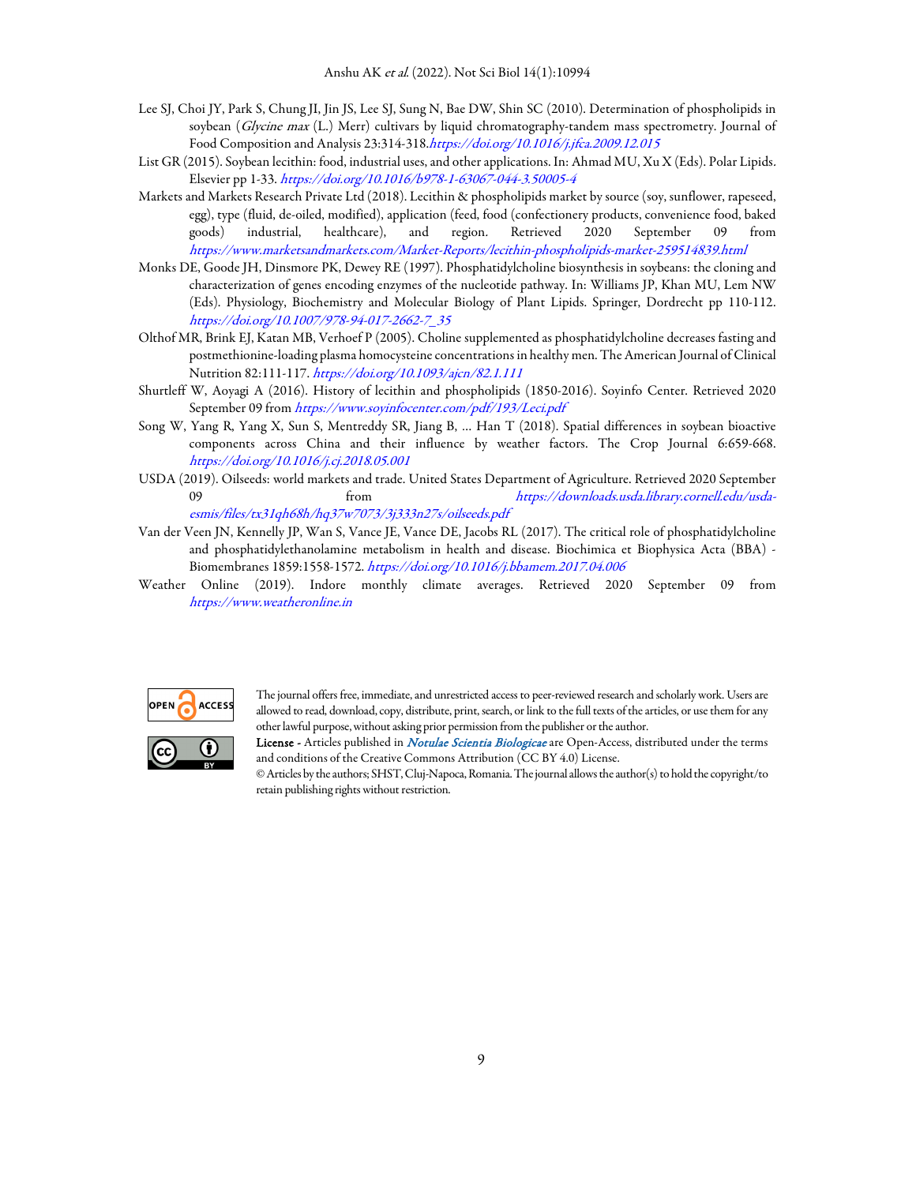Lee SJ, Choi JY, Park S, Chung JI, Jin JS, Lee SJ, Sung N, Bae DW, Shin SC (2010). Determination of phospholipids in soybean (*Glycine max* (L.) Merr) cultivars by liquid chromatography-tandem mass spectrometry. Journal of Food Composition and Analysis 23:314-318. *https://doi.org/10.1016/j.jfca.2009.12.015*

List GR (2015). Soybean lecithin: food, industrial uses, and other applications. In: Ahmad MU, Xu X (Eds). Polar Lipids. Elsevier pp 1-33. *https://doi.org/10.1016/b978-1-63067-044-3.50005-4*

Markets and Markets Research Private Ltd (2018). Lecithin & phospholipids market by source (soy, sunflower, rapeseed, egg), type (fluid, de-oiled, modified), application (feed, food (confectionery products, convenience food, baked goods) industrial, healthcare), and region. Retrieved 2020 September 09 from *https://www.marketsandmarkets.com/Market-Reports/lecithin-phospholipids-market-259514839.html*

Monks DE, Goode JH, Dinsmore PK, Dewey RE (1997). Phosphatidylcholine biosynthesis in soybeans: the cloning and characterization of genes encoding enzymes of the nucleotide pathway. In: Williams JP, Khan MU, Lem NW (Eds). Physiology, Biochemistry and Molecular Biology of Plant Lipids. Springer, Dordrecht pp 110-112. *https://doi.org/10.1007/978-94-017-2662-7_35*

Olthof MR, Brink EJ, Katan MB, Verhoef P (2005). Choline supplemented as phosphatidylcholine decreases fasting and postmethionine-loading plasma homocysteine concentrations in healthy men. The American Journal of Clinical Nutrition 82:111-117. *https://doi.org/10.1093/ajcn/82.1.111*

Shurtleff W, Aoyagi A (2016). History of lecithin and phospholipids (1850-2016). Soyinfo Center. Retrieved 2020 September 09 from *https://www.soyinfocenter.com/pdf/193/Leci.pdf*

Song W, Yang R, Yang X, Sun S, Mentreddy SR, Jiang B, … Han T (2018). Spatial differences in soybean bioactive components across China and their influence by weather factors. The Crop Journal 6:659-668. *https://doi.org/10.1016/j.cj.2018.05.001*

USDA (2019). Oilseeds: world markets and trade. United States Department of Agriculture. Retrieved 2020 September 09 from *https://downloads.usda.library.cornell.edu/usda-esmis/files/tx31qh68h/hq37w7073/3j333n27s/oilseeds.pdf*

Van der Veen JN, Kennelly JP, Wan S, Vance JE, Vance DE, Jacobs RL (2017). The critical role of phosphatidylcholine and phosphatidylethanolamine metabolism in health and disease. Biochimica et Biophysica Acta (BBA) - Biomembranes 1859:1558-1572. *https://doi.org/10.1016/j.bbamem.2017.04.006*

Weather Online (2019). Indore monthly climate averages. Retrieved 2020 September 09 from *https://www.weatheronline.in*

The journal offers free, immediate, and unrestricted access to peer-reviewed research and scholarly work. Users are allowed to read, download, copy, distribute, print, search, or link to the full texts of the articles, or use them for any other lawful purpose, without asking prior permission from the publisher or the author.

**License** - Articles published in ***Notulae Scientia Biologicae*** are Open-Access, distributed under the terms and conditions of the Creative Commons Attribution (CC BY 4.0) License.

© Articles by the authors; SHST, Cluj-Napoca, Romania. The journal allows the author(s) to hold the copyright/to retain publishing rights without restriction.